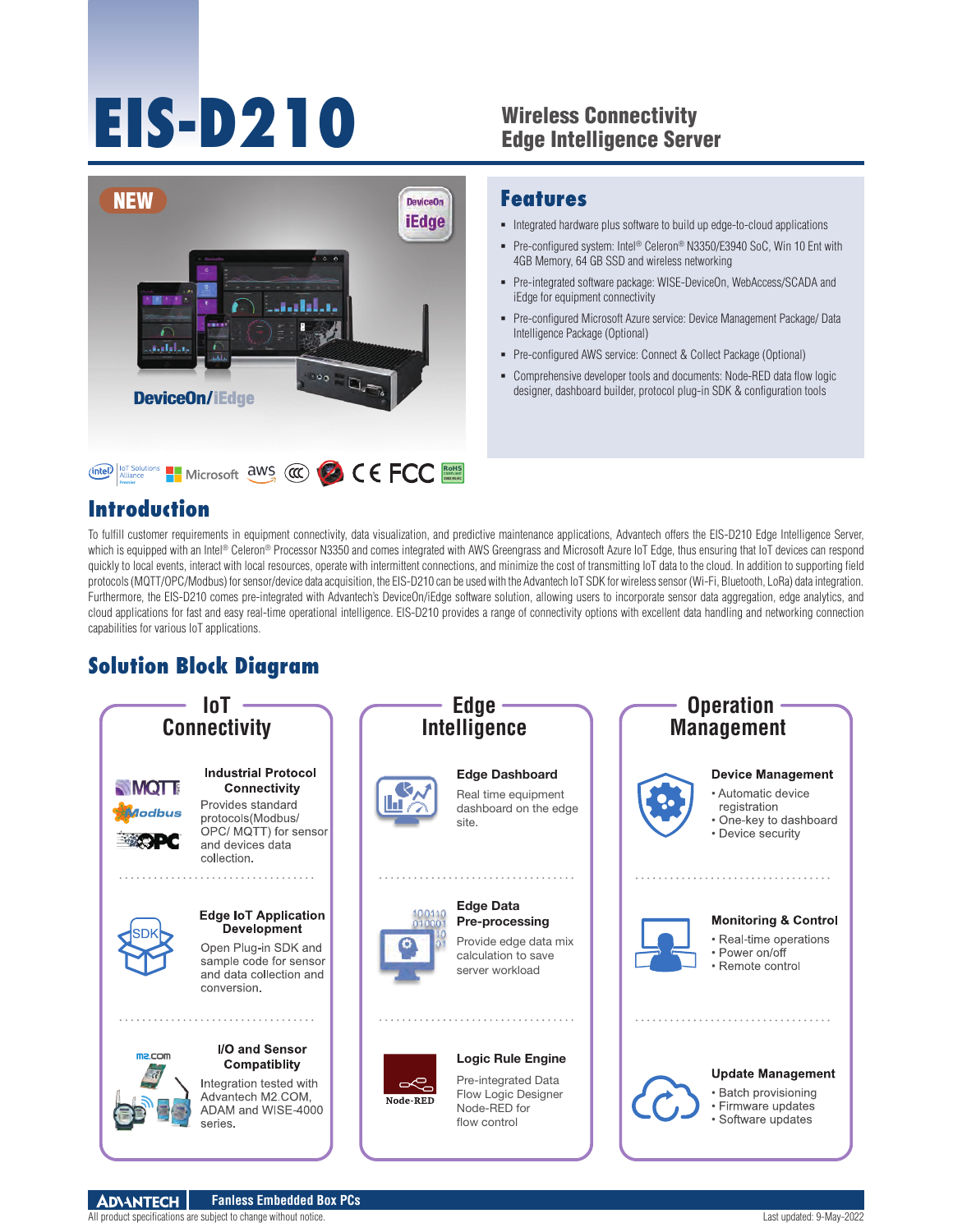# EIS-D210

## Wireless Connectivity Edge Intelligence Server

NEW

DeviceOn/iEdge

## Features

- Integrated hardware plus software to build up edge-to-cloud applications
- Pre-configured system: Intel® Celeron® N3350/E3940 SoC, Win 10 Ent with 4GB Memory, 64 GB SSD and wireless networking
- Pre-integrated software package: WISE-DeviceOn, WebAccess/SCADA and iEdge for equipment connectivity
- Pre-configured Microsoft Azure service: Device Management Package/ Data Intelligence Package (Optional)
- Pre-configured AWS service: Connect & Collect Package (Optional)
- Comprehensive developer tools and documents: Node-RED data flow logic designer, dashboard builder, protocol plug-in SDK & configuration tools

## Introduction

To fulfill customer requirements in equipment connectivity, data visualization, and predictive maintenance applications, Advantech offers the EIS-D210 Edge Intelligence Server, which is equipped with an Intel® Celeron® Processor N3350 and comes integrated with AWS Greengrass and Microsoft Azure IoT Edge, thus ensuring that IoT devices can respond quickly to local events, interact with local resources, operate with intermittent connections, and minimize the cost of transmitting IoT data to the cloud. In addition to supporting field protocols (MQTT/OPC/Modbus) for sensor/device data acquisition, the EIS-D210 can be used with the Advantech IoT SDK for wireless sensor (Wi-Fi, Bluetooth, LoRa) data integration. Furthermore, the EIS-D210 comes pre-integrated with Advantech's DeviceOn/iEdge software solution, allowing users to incorporate sensor data aggregation, edge analytics, and cloud applications for fast and easy real-time operational intelligence. EIS-D210 provides a range of connectivity options with excellent data handling and networking connection capabilities for various IoT applications.

## Solution Block Diagram

### IoT Connectivity

**Industrial Protocol Connectivity**
Provides standard protocols(Modbus/ OPC/ MQTT) for sensor and devices data collection.

**Edge IoT Application Development**
Open Plug-in SDK and sample code for sensor and data collection and conversion.

**I/O and Sensor Compatiblity**
Integration tested with Advantech M2.COM, ADAM and WISE-4000 series.

### Edge Intelligence

**Edge Dashboard**
Real time equipment dashboard on the edge site.

**Edge Data Pre-processing**
Provide edge data mix calculation to save server workload

**Logic Rule Engine**
Pre-integrated Data Flow Logic Designer Node-RED for flow control

### Operation Management

**Device Management**
- Automatic device registration
- One-key to dashboard
- Device security

**Monitoring & Control**
- Real-time operations
- Power on/off
- Remote control

**Update Management**
- Batch provisioning
- Firmware updates
- Software updates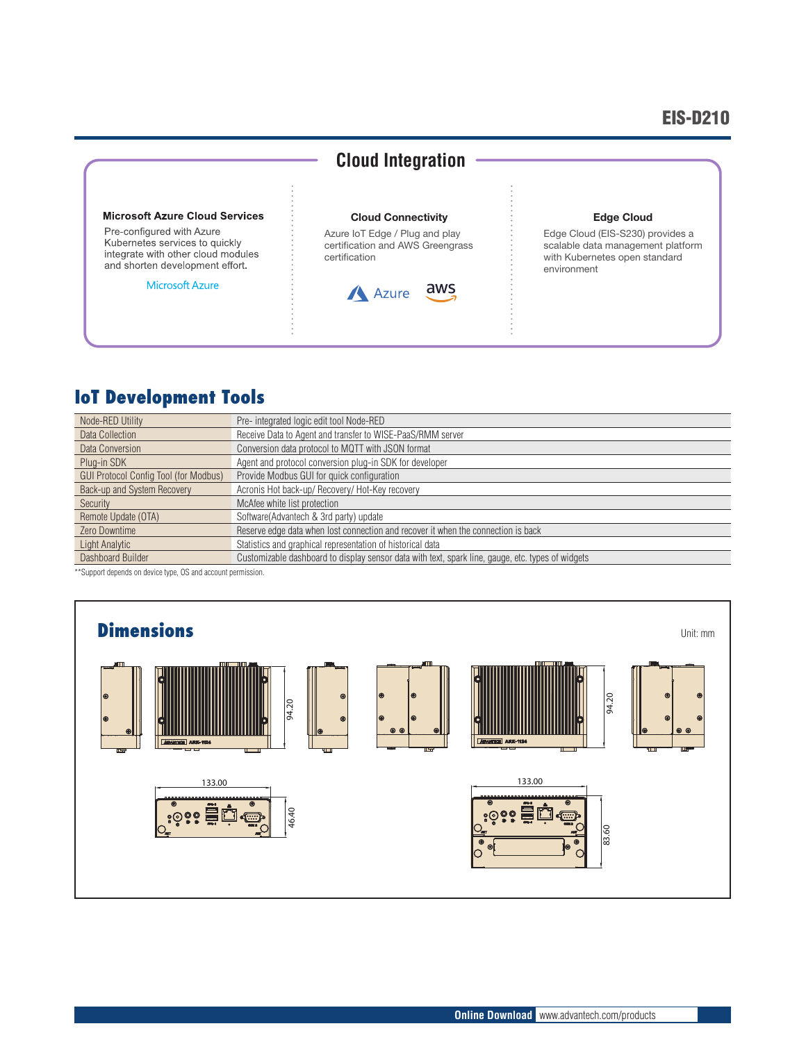## Cloud Integration

### Microsoft Azure Cloud Services

Pre-configured with Azure Kubernetes services to quickly integrate with other cloud modules and shorten development effort.

Microsoft Azure

### Cloud Connectivity

Azure IoT Edge / Plug and play certification and AWS Greengrass certification

Azure aws

### Edge Cloud

Edge Cloud (EIS-S230) provides a scalable data management platform with Kubernetes open standard environment

## IoT Development Tools

| | |
|---|---|
| Node-RED Utility | Pre- integrated logic edit tool Node-RED |
| Data Collection | Receive Data to Agent and transfer to WISE-PaaS/RMM server |
| Data Conversion | Conversion data protocol to MQTT with JSON format |
| Plug-in SDK | Agent and protocol conversion plug-in SDK for developer |
| GUI Protocol Config Tool (for Modbus) | Provide Modbus GUI for quick configuration |
| Back-up and System Recovery | Acronis Hot back-up/ Recovery/ Hot-Key recovery |
| Security | McAfee white list protection |
| Remote Update (OTA) | Software(Advantech & 3rd party) update |
| Zero Downtime | Reserve edge data when lost connection and recover it when the connection is back |
| Light Analytic | Statistics and graphical representation of historical data |
| Dashboard Builder | Customizable dashboard to display sensor data with text, spark line, gauge, etc. types of widgets |

**Support depends on device type, OS and account permission.

## Dimensions

Unit: mm

94.20

94.20

133.00

46.40

133.00

83.60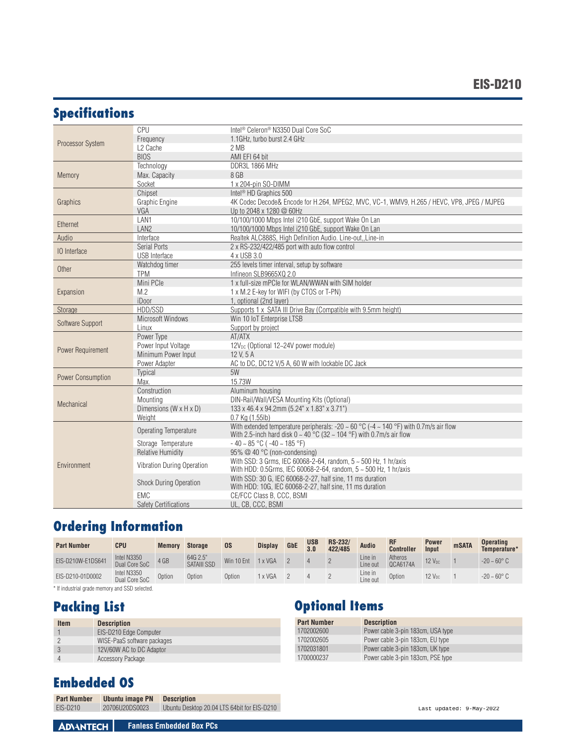# EIS-D210

## Specifications

| | | |
|---|---|---|
| Processor System | CPU | Intel® Celeron® N3350 Dual Core SoC |
| | Frequency | 1.1GHz, turbo burst 2.4 GHz |
| | L2 Cache | 2 MB |
| | BIOS | AMI EFI 64 bit |
| Memory | Technology | DDR3L 1866 MHz |
| | Max. Capacity | 8 GB |
| | Socket | 1 x 204-pin SO-DIMM |
| Graphics | Chipset | Intel® HD Graphics 500 |
| | Graphic Engine | 4K Codec Decode& Encode for H.264, MPEG2, MVC, VC-1, WMV9, H.265 / HEVC, VP8, JPEG / MJPEG |
| | VGA | Up to 2048 x 1280 @ 60Hz |
| Ethernet | LAN1 | 10/100/1000 Mbps Intel i210 GbE, support Wake On Lan |
| | LAN2 | 10/100/1000 Mbps Intel i210 GbE, support Wake On Lan |
| Audio | Interface | Realtek ALC888S, High Definition Audio. Line-out,,Line-in |
| IO Interface | Serial Ports | 2 x RS-232/422/485 port with auto flow control |
| | USB Interface | 4 x USB 3.0 |
| Other | Watchdog timer | 255 levels timer interval, setup by software |
| | TPM | Infineon SLB9665XQ 2.0 |
| Expansion | Mini PCIe | 1 x full-size mPCIe for WLAN/WWAN with SIM holder |
| | M.2 | 1 x M.2 E-key for WIFI (by CTOS or T-PN) |
| | iDoor | 1, optional (2nd layer) |
| Storage | HDD/SSD | Supports 1 x SATA III Drive Bay (Compatible with 9.5mm height) |
| Software Support | Microsoft Windows | Win 10 IoT Enterprise LTSB |
| | Linux | Support by project |
| Power Requirement | Power Type | AT/ATX |
| | Power Input Voltage | 12V$_{DC}$ (Optional 12~24V power module) |
| | Minimum Power Input | 12 V, 5 A |
| | Power Adapter | AC to DC, DC12 V/5 A, 60 W with lockable DC Jack |
| Power Consumption | Typical | 5W |
| | Max. | 15.73W |
| Mechanical | Construction | Aluminum housing |
| | Mounting | DIN-Rail/Wall/VESA Mounting Kits (Optional) |
| | Dimensions (W x H x D) | 133 x 46.4 x 94.2mm (5.24" x 1.83" x 3.71") |
| | Weight | 0.7 Kg (1.55lb) |
| Environment | Operating Temperature | With extended temperature peripherals: -20 ~ 60 °C (-4 ~ 140 °F) with 0.7m/s air flow<br>With 2.5-inch hard disk 0 ~ 40 °C (32 ~ 104 °F) with 0.7m/s air flow |
| | Storage Temperature | - 40 ~ 85 °C ( -40 ~ 185 °F) |
| | Relative Humidity | 95% @ 40 °C (non-condensing) |
| | Vibration During Operation | With SSD: 3 Grms, IEC 60068-2-64, random, 5 ~ 500 Hz, 1 hr/axis<br>With HDD: 0.5Grms, IEC 60068-2-64, random, 5 ~ 500 Hz, 1 hr/axis |
| | Shock During Operation | With SSD: 30 G, IEC 60068-2-27, half sine, 11 ms duration<br>With HDD: 10G, IEC 60068-2-27, half sine, 11 ms duration |
| | EMC | CE/FCC Class B, CCC, BSMI |
| | Safety Certifications | UL, CB, CCC, BSMI |

## Ordering Information

| Part Number | CPU | Memory | Storage | OS | Display | GbE | USB 3.0 | RS-232/ 422/485 | Audio | RF Controller | Power Input | mSATA | Operating Temperature* |
|---|---|---|---|---|---|---|---|---|---|---|---|---|---|
| EIS-D210W-E1DS641 | Intel N3350 Dual Core SoC | 4 GB | 64G 2.5" SATAIII SSD | Win 10 Ent | 1 x VGA | 2 | 4 | 2 | Line in Line out | Atheros QCA6174A | 12 V$_{DC}$ | 1 | -20 ~ 60° C |
| EIS-D210-01D0002 | Intel N3350 Dual Core SoC | Option | Option | Option | 1 x VGA | 2 | 4 | 2 | Line in Line out | Option | 12 V$_{DC}$ | 1 | -20 ~ 60° C |

* If industrial grade memory and SSD selected.

## Packing List

| Item | Description |
|---|---|
| 1 | EIS-D210 Edge Computer |
| 2 | WISE-PaaS software packages |
| 3 | 12V/60W AC to DC Adaptor |
| 4 | Accessory Package |

## Optional Items

| Part Number | Description |
|---|---|
| 1702002600 | Power cable 3-pin 183cm, USA type |
| 1702002605 | Power cable 3-pin 183cm, EU type |
| 1702031801 | Power cable 3-pin 183cm, UK type |
| 1700000237 | Power cable 3-pin 183cm, PSE type |

## Embedded OS

| Part Number | Ubuntu image PN | Description |
|---|---|---|
| EIS-D210 | 20706U20DS0023 | Ubuntu Desktop 20.04 LTS 64bit for EIS-D210 |

Last updated: 9-May-2022